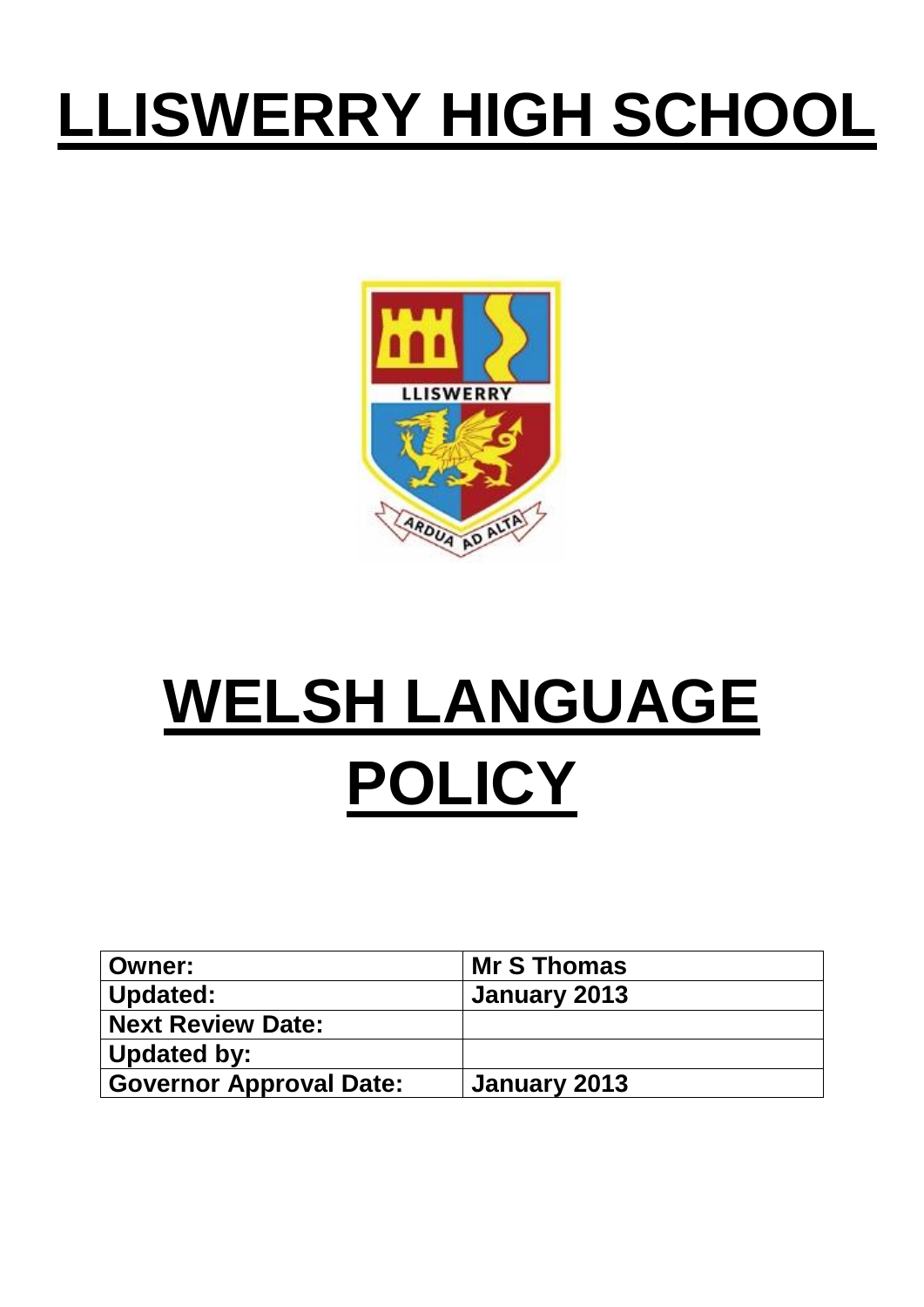# LLISWERRY HIGH SCHOOL

# WELSH LANGUAGE POLICY

| Owner: | Mr S Thomas |
|---|---|
| Updated: | January 2013 |
| Next Review Date: | |
| Updated by: | |
| Governor Approval Date: | January 2013 |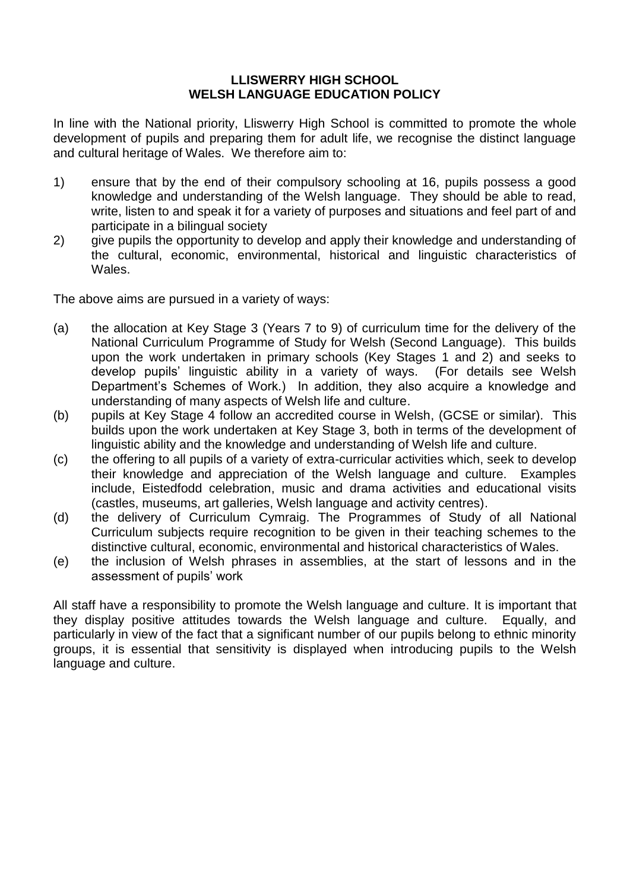**LLISWERRY HIGH SCHOOL**
**WELSH LANGUAGE EDUCATION POLICY**

In line with the National priority, Lliswerry High School is committed to promote the whole development of pupils and preparing them for adult life, we recognise the distinct language and cultural heritage of Wales. We therefore aim to:

1) ensure that by the end of their compulsory schooling at 16, pupils possess a good knowledge and understanding of the Welsh language. They should be able to read, write, listen to and speak it for a variety of purposes and situations and feel part of and participate in a bilingual society
2) give pupils the opportunity to develop and apply their knowledge and understanding of the cultural, economic, environmental, historical and linguistic characteristics of Wales.

The above aims are pursued in a variety of ways:

(a) the allocation at Key Stage 3 (Years 7 to 9) of curriculum time for the delivery of the National Curriculum Programme of Study for Welsh (Second Language). This builds upon the work undertaken in primary schools (Key Stages 1 and 2) and seeks to develop pupils' linguistic ability in a variety of ways. (For details see Welsh Department's Schemes of Work.) In addition, they also acquire a knowledge and understanding of many aspects of Welsh life and culture.

(b) pupils at Key Stage 4 follow an accredited course in Welsh, (GCSE or similar). This builds upon the work undertaken at Key Stage 3, both in terms of the development of linguistic ability and the knowledge and understanding of Welsh life and culture.

(c) the offering to all pupils of a variety of extra-curricular activities which, seek to develop their knowledge and appreciation of the Welsh language and culture. Examples include, Eistedfodd celebration, music and drama activities and educational visits (castles, museums, art galleries, Welsh language and activity centres).

(d) the delivery of Curriculum Cymraig. The Programmes of Study of all National Curriculum subjects require recognition to be given in their teaching schemes to the distinctive cultural, economic, environmental and historical characteristics of Wales.

(e) the inclusion of Welsh phrases in assemblies, at the start of lessons and in the assessment of pupils' work

All staff have a responsibility to promote the Welsh language and culture. It is important that they display positive attitudes towards the Welsh language and culture. Equally, and particularly in view of the fact that a significant number of our pupils belong to ethnic minority groups, it is essential that sensitivity is displayed when introducing pupils to the Welsh language and culture.